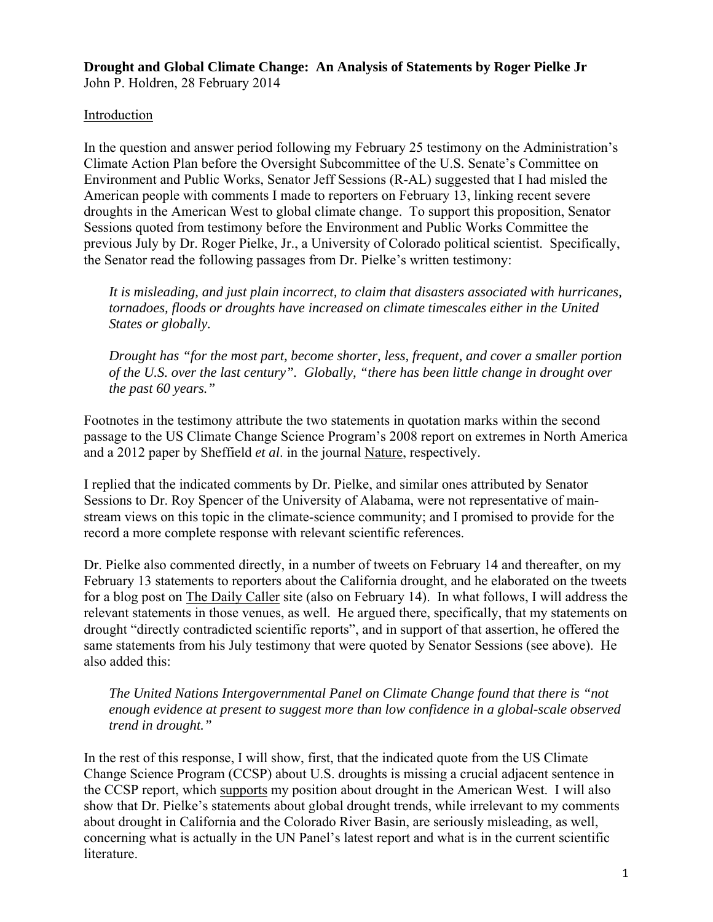**Drought and Global Climate Change: An Analysis of Statements by Roger Pielke Jr**
John P. Holdren, 28 February 2014

<u>Introduction</u>

In the question and answer period following my February 25 testimony on the Administration's Climate Action Plan before the Oversight Subcommittee of the U.S. Senate's Committee on Environment and Public Works, Senator Jeff Sessions (R-AL) suggested that I had misled the American people with comments I made to reporters on February 13, linking recent severe droughts in the American West to global climate change. To support this proposition, Senator Sessions quoted from testimony before the Environment and Public Works Committee the previous July by Dr. Roger Pielke, Jr., a University of Colorado political scientist. Specifically, the Senator read the following passages from Dr. Pielke's written testimony:

> *It is misleading, and just plain incorrect, to claim that disasters associated with hurricanes, tornadoes, floods or droughts have increased on climate timescales either in the United States or globally.*
>
> *Drought has "for the most part, become shorter, less frequent, and cover a smaller portion of the U.S. over the last century". Globally, "there has been little change in drought over the past 60 years."*

Footnotes in the testimony attribute the two statements in quotation marks within the second passage to the US Climate Change Science Program's 2008 report on extremes in North America and a 2012 paper by Sheffield *et al*. in the journal <u>Nature</u>, respectively.

I replied that the indicated comments by Dr. Pielke, and similar ones attributed by Senator Sessions to Dr. Roy Spencer of the University of Alabama, were not representative of main-stream views on this topic in the climate-science community; and I promised to provide for the record a more complete response with relevant scientific references.

Dr. Pielke also commented directly, in a number of tweets on February 14 and thereafter, on my February 13 statements to reporters about the California drought, and he elaborated on the tweets for a blog post on <u>The Daily Caller</u> site (also on February 14). In what follows, I will address the relevant statements in those venues, as well. He argued there, specifically, that my statements on drought "directly contradicted scientific reports", and in support of that assertion, he offered the same statements from his July testimony that were quoted by Senator Sessions (see above). He also added this:

> *The United Nations Intergovernmental Panel on Climate Change found that there is "not enough evidence at present to suggest more than low confidence in a global-scale observed trend in drought."*

In the rest of this response, I will show, first, that the indicated quote from the US Climate Change Science Program (CCSP) about U.S. droughts is missing a crucial adjacent sentence in the CCSP report, which <u>supports</u> my position about drought in the American West. I will also show that Dr. Pielke's statements about global drought trends, while irrelevant to my comments about drought in California and the Colorado River Basin, are seriously misleading, as well, concerning what is actually in the UN Panel's latest report and what is in the current scientific literature.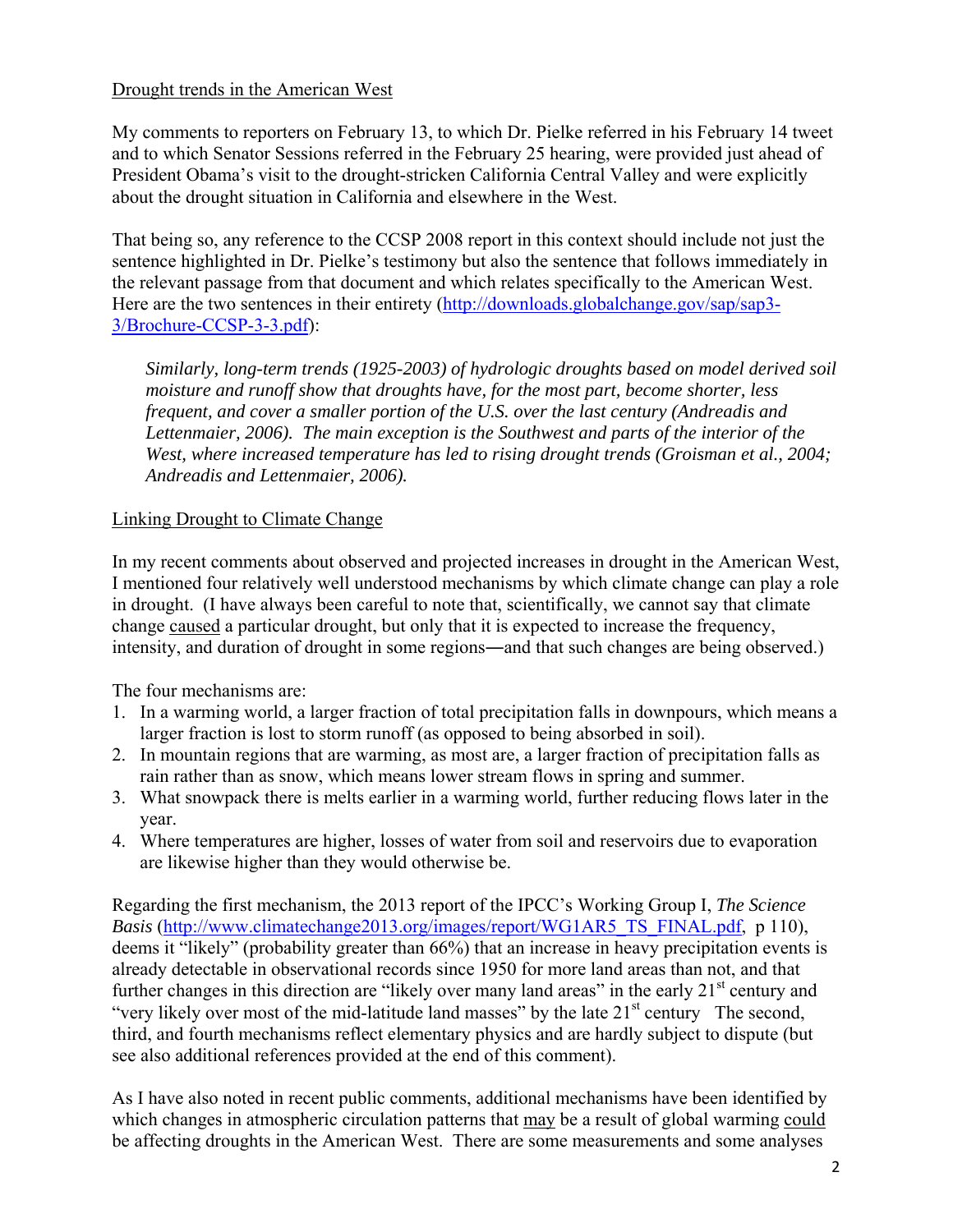Drought trends in the American West

My comments to reporters on February 13, to which Dr. Pielke referred in his February 14 tweet and to which Senator Sessions referred in the February 25 hearing, were provided just ahead of President Obama's visit to the drought-stricken California Central Valley and were explicitly about the drought situation in California and elsewhere in the West.

That being so, any reference to the CCSP 2008 report in this context should include not just the sentence highlighted in Dr. Pielke's testimony but also the sentence that follows immediately in the relevant passage from that document and which relates specifically to the American West. Here are the two sentences in their entirety (http://downloads.globalchange.gov/sap/sap3-3/Brochure-CCSP-3-3.pdf):

> *Similarly, long-term trends (1925-2003) of hydrologic droughts based on model derived soil moisture and runoff show that droughts have, for the most part, become shorter, less frequent, and cover a smaller portion of the U.S. over the last century (Andreadis and Lettenmaier, 2006). The main exception is the Southwest and parts of the interior of the West, where increased temperature has led to rising drought trends (Groisman et al., 2004; Andreadis and Lettenmaier, 2006).*

Linking Drought to Climate Change

In my recent comments about observed and projected increases in drought in the American West, I mentioned four relatively well understood mechanisms by which climate change can play a role in drought. (I have always been careful to note that, scientifically, we cannot say that climate change caused a particular drought, but only that it is expected to increase the frequency, intensity, and duration of drought in some regions—and that such changes are being observed.)

The four mechanisms are:

1. In a warming world, a larger fraction of total precipitation falls in downpours, which means a larger fraction is lost to storm runoff (as opposed to being absorbed in soil).
2. In mountain regions that are warming, as most are, a larger fraction of precipitation falls as rain rather than as snow, which means lower stream flows in spring and summer.
3. What snowpack there is melts earlier in a warming world, further reducing flows later in the year.
4. Where temperatures are higher, losses of water from soil and reservoirs due to evaporation are likewise higher than they would otherwise be.

Regarding the first mechanism, the 2013 report of the IPCC's Working Group I, *The Science Basis* (http://www.climatechange2013.org/images/report/WG1AR5_TS_FINAL.pdf, p 110), deems it "likely" (probability greater than 66%) that an increase in heavy precipitation events is already detectable in observational records since 1950 for more land areas than not, and that further changes in this direction are "likely over many land areas" in the early 21st century and "very likely over most of the mid-latitude land masses" by the late 21st century The second, third, and fourth mechanisms reflect elementary physics and are hardly subject to dispute (but see also additional references provided at the end of this comment).

As I have also noted in recent public comments, additional mechanisms have been identified by which changes in atmospheric circulation patterns that may be a result of global warming could be affecting droughts in the American West. There are some measurements and some analyses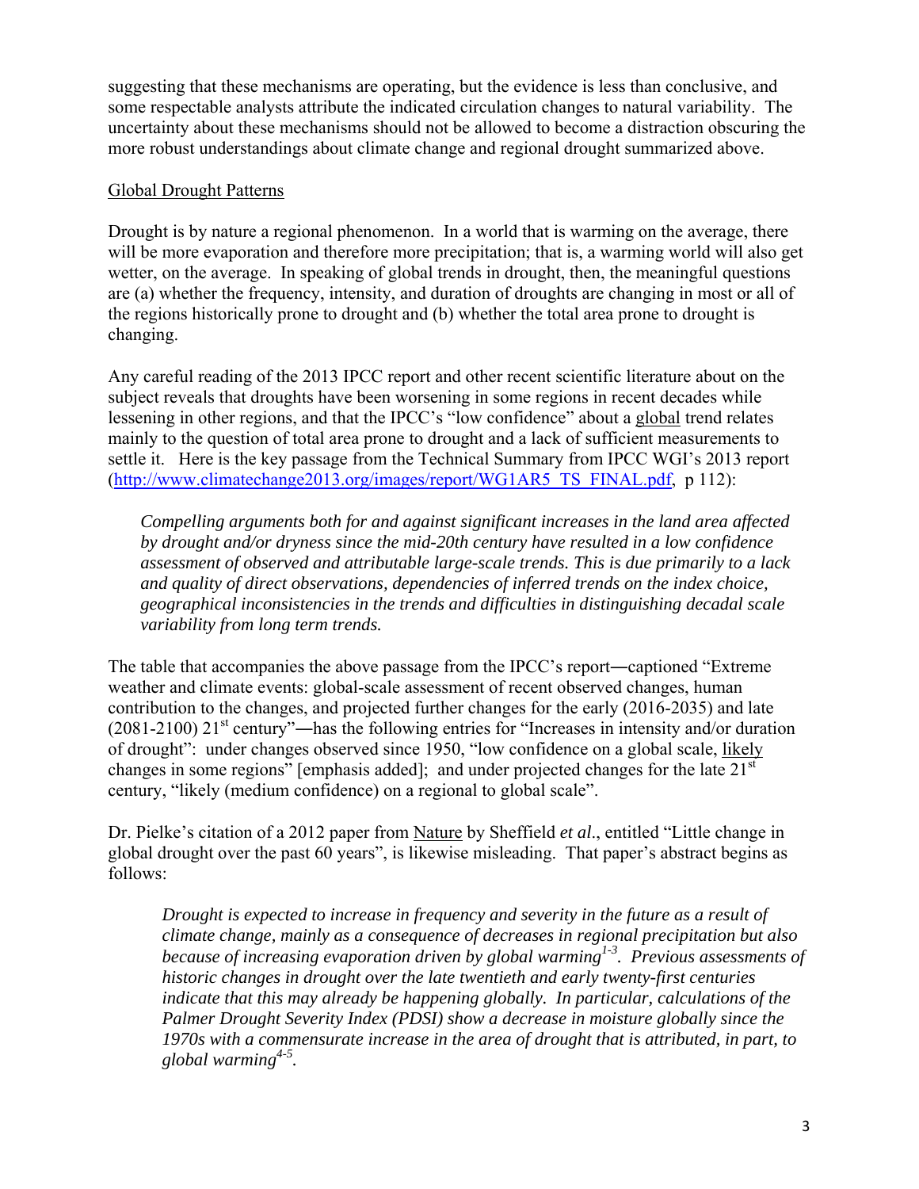suggesting that these mechanisms are operating, but the evidence is less than conclusive, and some respectable analysts attribute the indicated circulation changes to natural variability. The uncertainty about these mechanisms should not be allowed to become a distraction obscuring the more robust understandings about climate change and regional drought summarized above.

<u>Global Drought Patterns</u>

Drought is by nature a regional phenomenon. In a world that is warming on the average, there will be more evaporation and therefore more precipitation; that is, a warming world will also get wetter, on the average. In speaking of global trends in drought, then, the meaningful questions are (a) whether the frequency, intensity, and duration of droughts are changing in most or all of the regions historically prone to drought and (b) whether the total area prone to drought is changing.

Any careful reading of the 2013 IPCC report and other recent scientific literature about on the subject reveals that droughts have been worsening in some regions in recent decades while lessening in other regions, and that the IPCC's "low confidence" about a <u>global</u> trend relates mainly to the question of total area prone to drought and a lack of sufficient measurements to settle it. Here is the key passage from the Technical Summary from IPCC WGI's 2013 report (http://www.climatechange2013.org/images/report/WG1AR5_TS_FINAL.pdf, p 112):

> *Compelling arguments both for and against significant increases in the land area affected by drought and/or dryness since the mid-20th century have resulted in a low confidence assessment of observed and attributable large-scale trends. This is due primarily to a lack and quality of direct observations, dependencies of inferred trends on the index choice, geographical inconsistencies in the trends and difficulties in distinguishing decadal scale variability from long term trends.*

The table that accompanies the above passage from the IPCC's report―captioned "Extreme weather and climate events: global-scale assessment of recent observed changes, human contribution to the changes, and projected further changes for the early (2016-2035) and late (2081-2100) 21st century"―has the following entries for "Increases in intensity and/or duration of drought": under changes observed since 1950, "low confidence on a global scale, <u>likely</u> changes in some regions" [emphasis added]; and under projected changes for the late 21st century, "likely (medium confidence) on a regional to global scale".

Dr. Pielke's citation of a 2012 paper from <u>Nature</u> by Sheffield *et al*., entitled "Little change in global drought over the past 60 years", is likewise misleading. That paper's abstract begins as follows:

> *Drought is expected to increase in frequency and severity in the future as a result of climate change, mainly as a consequence of decreases in regional precipitation but also because of increasing evaporation driven by global warming[1-3]. Previous assessments of historic changes in drought over the late twentieth and early twenty-first centuries indicate that this may already be happening globally. In particular, calculations of the Palmer Drought Severity Index (PDSI) show a decrease in moisture globally since the 1970s with a commensurate increase in the area of drought that is attributed, in part, to global warming[4-5].*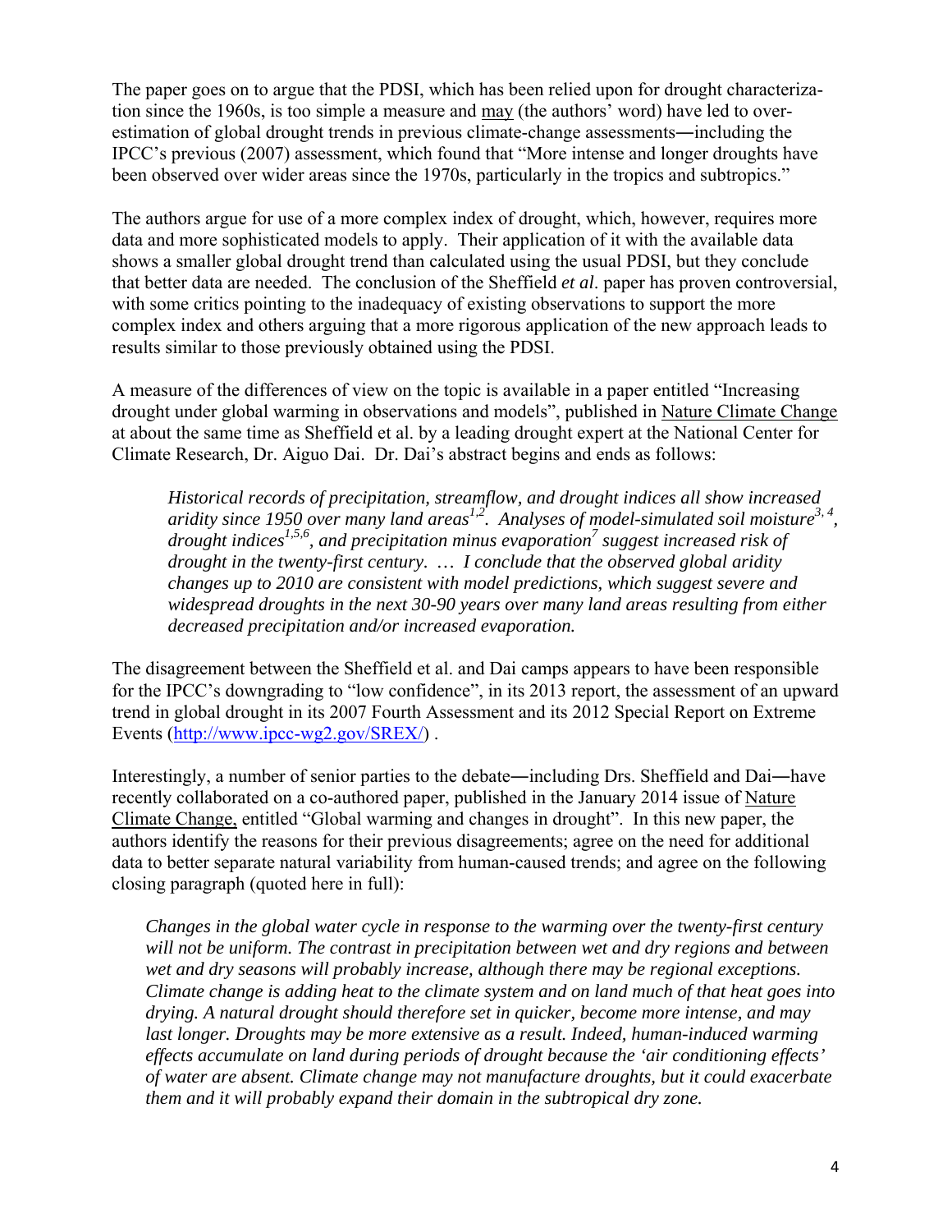The paper goes on to argue that the PDSI, which has been relied upon for drought characterization since the 1960s, is too simple a measure and may (the authors' word) have led to over-estimation of global drought trends in previous climate-change assessments―including the IPCC's previous (2007) assessment, which found that "More intense and longer droughts have been observed over wider areas since the 1970s, particularly in the tropics and subtropics."

The authors argue for use of a more complex index of drought, which, however, requires more data and more sophisticated models to apply. Their application of it with the available data shows a smaller global drought trend than calculated using the usual PDSI, but they conclude that better data are needed. The conclusion of the Sheffield *et al*. paper has proven controversial, with some critics pointing to the inadequacy of existing observations to support the more complex index and others arguing that a more rigorous application of the new approach leads to results similar to those previously obtained using the PDSI.

A measure of the differences of view on the topic is available in a paper entitled "Increasing drought under global warming in observations and models", published in Nature Climate Change at about the same time as Sheffield et al. by a leading drought expert at the National Center for Climate Research, Dr. Aiguo Dai. Dr. Dai's abstract begins and ends as follows:

> *Historical records of precipitation, streamflow, and drought indices all show increased aridity since 1950 over many land areas[1,2]. Analyses of model-simulated soil moisture[3,4], drought indices[1,5,6], and precipitation minus evaporation[7] suggest increased risk of drought in the twenty-first century. … I conclude that the observed global aridity changes up to 2010 are consistent with model predictions, which suggest severe and widespread droughts in the next 30-90 years over many land areas resulting from either decreased precipitation and/or increased evaporation.*

The disagreement between the Sheffield et al. and Dai camps appears to have been responsible for the IPCC's downgrading to "low confidence", in its 2013 report, the assessment of an upward trend in global drought in its 2007 Fourth Assessment and its 2012 Special Report on Extreme Events (http://www.ipcc-wg2.gov/SREX/) .

Interestingly, a number of senior parties to the debate―including Drs. Sheffield and Dai―have recently collaborated on a co-authored paper, published in the January 2014 issue of Nature Climate Change, entitled "Global warming and changes in drought". In this new paper, the authors identify the reasons for their previous disagreements; agree on the need for additional data to better separate natural variability from human-caused trends; and agree on the following closing paragraph (quoted here in full):

> *Changes in the global water cycle in response to the warming over the twenty-first century will not be uniform. The contrast in precipitation between wet and dry regions and between wet and dry seasons will probably increase, although there may be regional exceptions. Climate change is adding heat to the climate system and on land much of that heat goes into drying. A natural drought should therefore set in quicker, become more intense, and may last longer. Droughts may be more extensive as a result. Indeed, human-induced warming effects accumulate on land during periods of drought because the 'air conditioning effects' of water are absent. Climate change may not manufacture droughts, but it could exacerbate them and it will probably expand their domain in the subtropical dry zone.*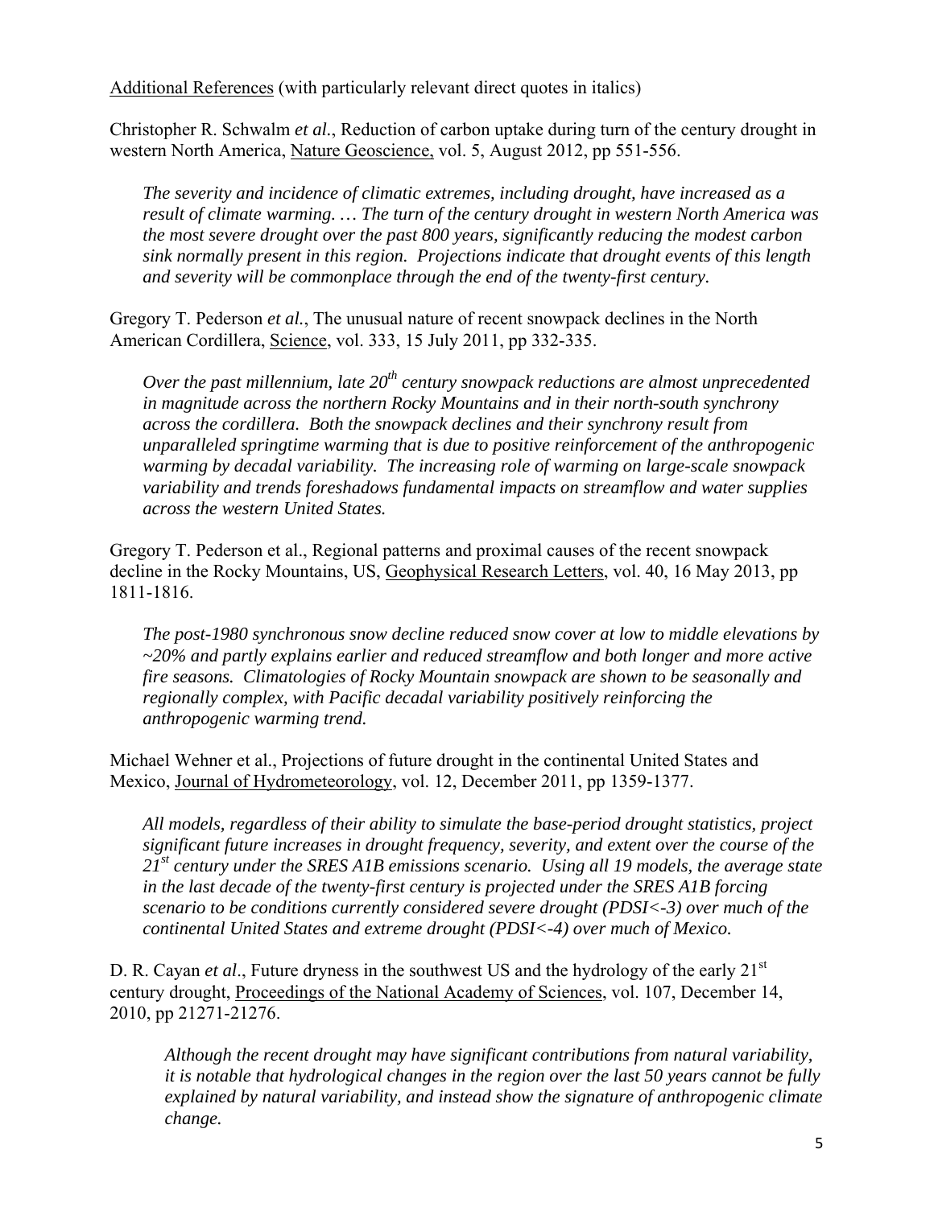Additional References (with particularly relevant direct quotes in italics)

Christopher R. Schwalm *et al.*, Reduction of carbon uptake during turn of the century drought in western North America, Nature Geoscience, vol. 5, August 2012, pp 551-556.

> *The severity and incidence of climatic extremes, including drought, have increased as a result of climate warming. … The turn of the century drought in western North America was the most severe drought over the past 800 years, significantly reducing the modest carbon sink normally present in this region. Projections indicate that drought events of this length and severity will be commonplace through the end of the twenty-first century.*

Gregory T. Pederson *et al.*, The unusual nature of recent snowpack declines in the North American Cordillera, Science, vol. 333, 15 July 2011, pp 332-335.

> *Over the past millennium, late 20th century snowpack reductions are almost unprecedented in magnitude across the northern Rocky Mountains and in their north-south synchrony across the cordillera. Both the snowpack declines and their synchrony result from unparalleled springtime warming that is due to positive reinforcement of the anthropogenic warming by decadal variability. The increasing role of warming on large-scale snowpack variability and trends foreshadows fundamental impacts on streamflow and water supplies across the western United States.*

Gregory T. Pederson et al., Regional patterns and proximal causes of the recent snowpack decline in the Rocky Mountains, US, Geophysical Research Letters, vol. 40, 16 May 2013, pp 1811-1816.

> *The post-1980 synchronous snow decline reduced snow cover at low to middle elevations by ~20% and partly explains earlier and reduced streamflow and both longer and more active fire seasons. Climatologies of Rocky Mountain snowpack are shown to be seasonally and regionally complex, with Pacific decadal variability positively reinforcing the anthropogenic warming trend.*

Michael Wehner et al., Projections of future drought in the continental United States and Mexico, Journal of Hydrometeorology, vol. 12, December 2011, pp 1359-1377.

> *All models, regardless of their ability to simulate the base-period drought statistics, project significant future increases in drought frequency, severity, and extent over the course of the 21st century under the SRES A1B emissions scenario. Using all 19 models, the average state in the last decade of the twenty-first century is projected under the SRES A1B forcing scenario to be conditions currently considered severe drought (PDSI<-3) over much of the continental United States and extreme drought (PDSI<-4) over much of Mexico.*

D. R. Cayan *et al*., Future dryness in the southwest US and the hydrology of the early 21st century drought, Proceedings of the National Academy of Sciences, vol. 107, December 14, 2010, pp 21271-21276.

> *Although the recent drought may have significant contributions from natural variability, it is notable that hydrological changes in the region over the last 50 years cannot be fully explained by natural variability, and instead show the signature of anthropogenic climate change.*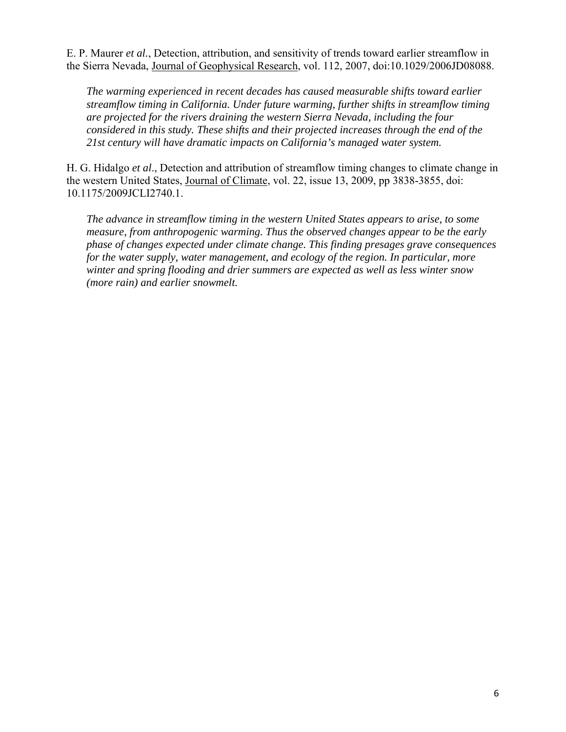E. P. Maurer *et al.*, Detection, attribution, and sensitivity of trends toward earlier streamflow in the Sierra Nevada, Journal of Geophysical Research, vol. 112, 2007, doi:10.1029/2006JD08088.

> *The warming experienced in recent decades has caused measurable shifts toward earlier streamflow timing in California. Under future warming, further shifts in streamflow timing are projected for the rivers draining the western Sierra Nevada, including the four considered in this study. These shifts and their projected increases through the end of the 21st century will have dramatic impacts on California's managed water system.*

H. G. Hidalgo *et al*., Detection and attribution of streamflow timing changes to climate change in the western United States, Journal of Climate, vol. 22, issue 13, 2009, pp 3838-3855, doi: 10.1175/2009JCLI2740.1.

> *The advance in streamflow timing in the western United States appears to arise, to some measure, from anthropogenic warming. Thus the observed changes appear to be the early phase of changes expected under climate change. This finding presages grave consequences for the water supply, water management, and ecology of the region. In particular, more winter and spring flooding and drier summers are expected as well as less winter snow (more rain) and earlier snowmelt.*